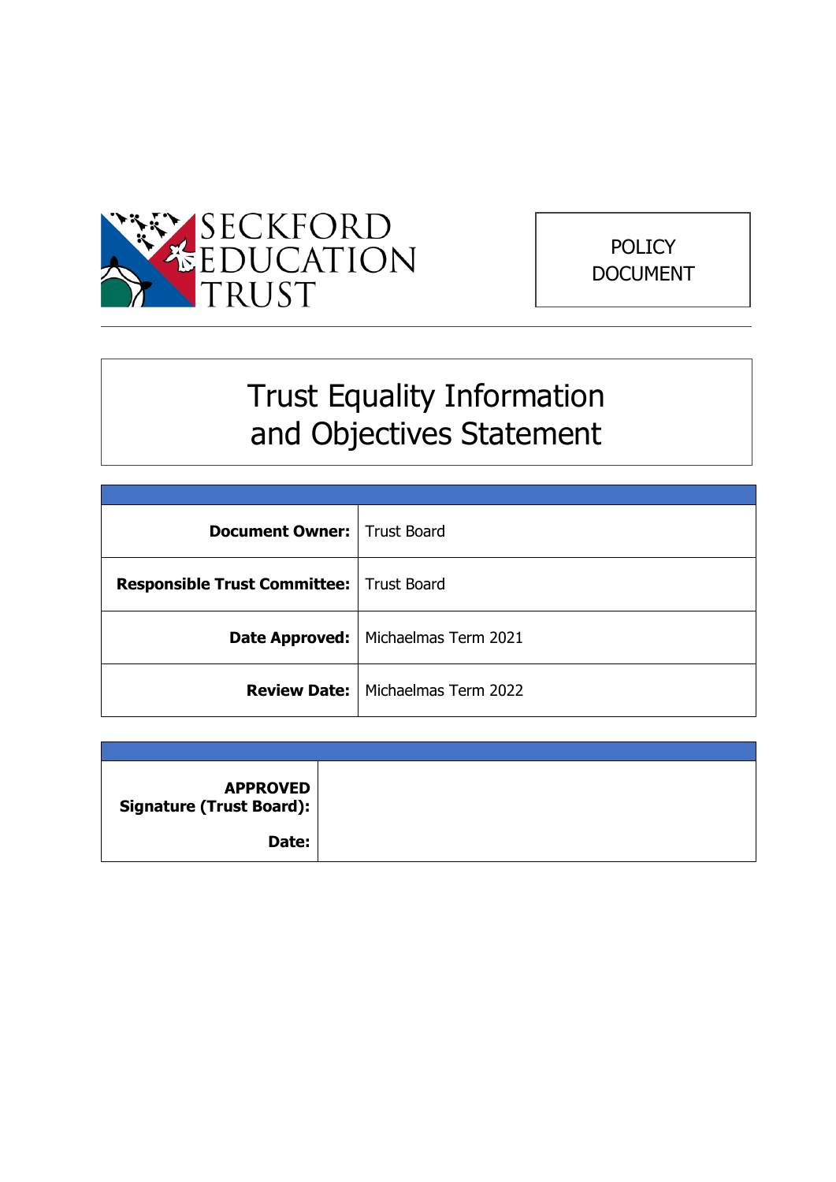SECKFORD EDUCATION TRUST

POLICY DOCUMENT

# Trust Equality Information and Objectives Statement

| | |
|---|---|
| **Document Owner:** | Trust Board |
| **Responsible Trust Committee:** | Trust Board |
| **Date Approved:** | Michaelmas Term 2021 |
| **Review Date:** | Michaelmas Term 2022 |

| | |
|---|---|
| **APPROVED Signature (Trust Board):** | |
| **Date:** | |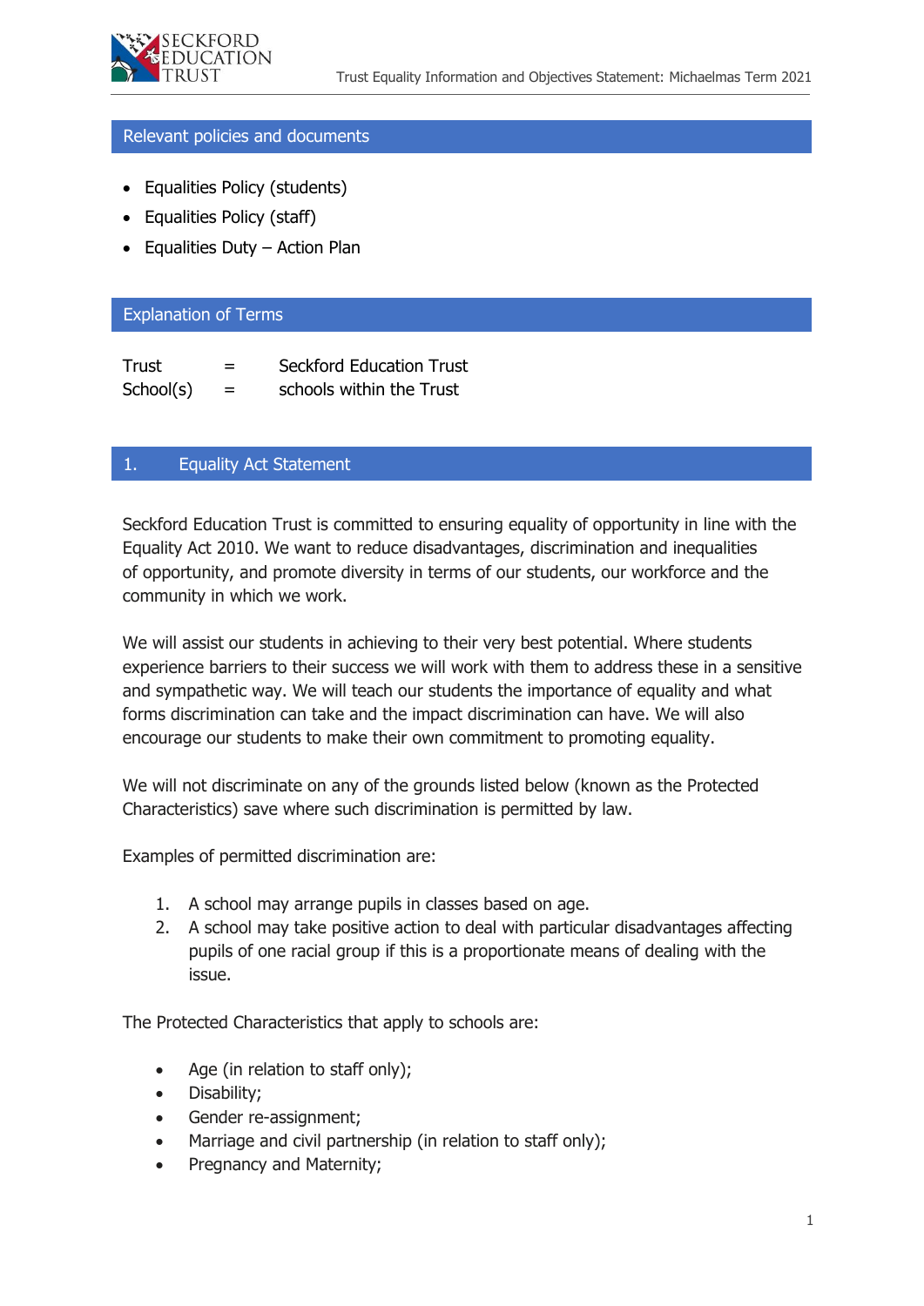## Relevant policies and documents

- Equalities Policy (students)
- Equalities Policy (staff)
- Equalities Duty – Action Plan

## Explanation of Terms

Trust = Seckford Education Trust
School(s) = schools within the Trust

## 1. Equality Act Statement

Seckford Education Trust is committed to ensuring equality of opportunity in line with the Equality Act 2010. We want to reduce disadvantages, discrimination and inequalities of opportunity, and promote diversity in terms of our students, our workforce and the community in which we work.

We will assist our students in achieving to their very best potential. Where students experience barriers to their success we will work with them to address these in a sensitive and sympathetic way. We will teach our students the importance of equality and what forms discrimination can take and the impact discrimination can have. We will also encourage our students to make their own commitment to promoting equality.

We will not discriminate on any of the grounds listed below (known as the Protected Characteristics) save where such discrimination is permitted by law.

Examples of permitted discrimination are:

1. A school may arrange pupils in classes based on age.
2. A school may take positive action to deal with particular disadvantages affecting pupils of one racial group if this is a proportionate means of dealing with the issue.

The Protected Characteristics that apply to schools are:

- Age (in relation to staff only);
- Disability;
- Gender re-assignment;
- Marriage and civil partnership (in relation to staff only);
- Pregnancy and Maternity;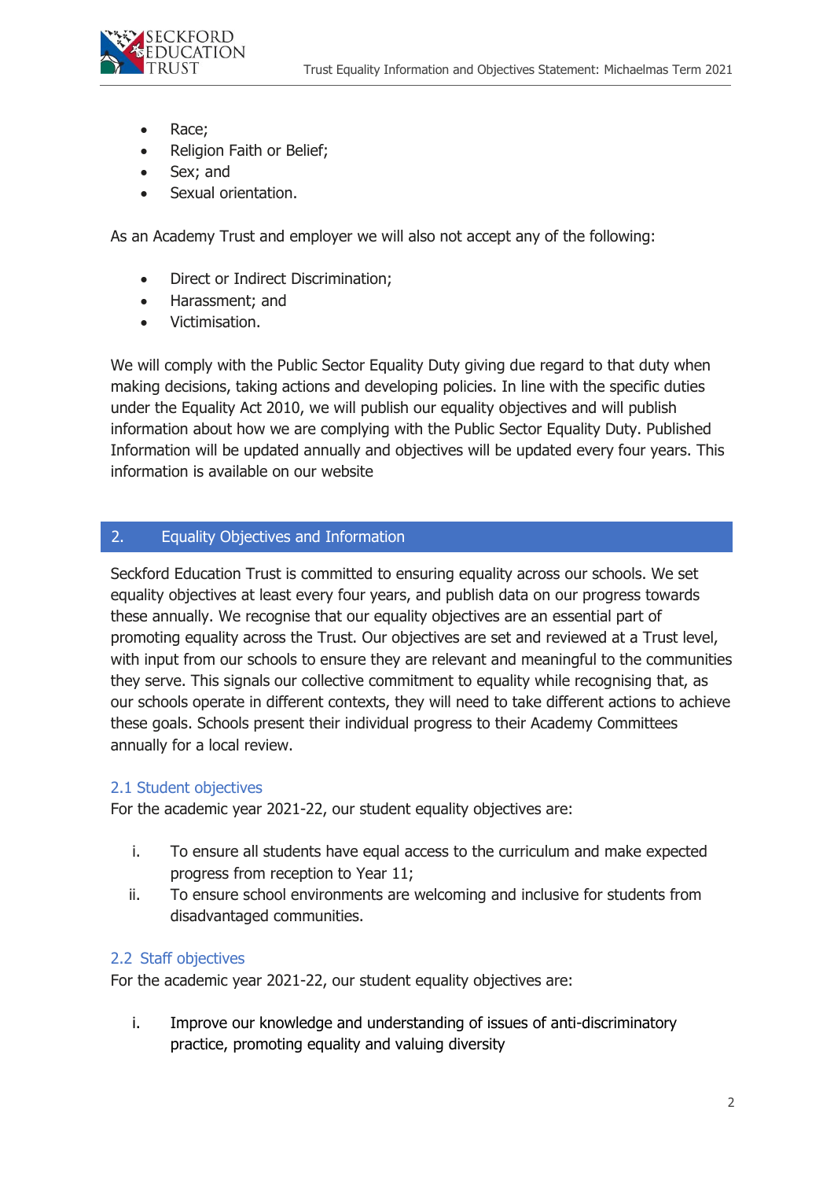- Race;
- Religion Faith or Belief;
- Sex; and
- Sexual orientation.

As an Academy Trust and employer we will also not accept any of the following:

- Direct or Indirect Discrimination;
- Harassment; and
- Victimisation.

We will comply with the Public Sector Equality Duty giving due regard to that duty when making decisions, taking actions and developing policies. In line with the specific duties under the Equality Act 2010, we will publish our equality objectives and will publish information about how we are complying with the Public Sector Equality Duty. Published Information will be updated annually and objectives will be updated every four years. This information is available on our website

## 2. Equality Objectives and Information

Seckford Education Trust is committed to ensuring equality across our schools. We set equality objectives at least every four years, and publish data on our progress towards these annually. We recognise that our equality objectives are an essential part of promoting equality across the Trust. Our objectives are set and reviewed at a Trust level, with input from our schools to ensure they are relevant and meaningful to the communities they serve. This signals our collective commitment to equality while recognising that, as our schools operate in different contexts, they will need to take different actions to achieve these goals. Schools present their individual progress to their Academy Committees annually for a local review.

### 2.1 Student objectives

For the academic year 2021-22, our student equality objectives are:

i. To ensure all students have equal access to the curriculum and make expected progress from reception to Year 11;
ii. To ensure school environments are welcoming and inclusive for students from disadvantaged communities.

### 2.2 Staff objectives

For the academic year 2021-22, our student equality objectives are:

i. Improve our knowledge and understanding of issues of anti-discriminatory practice, promoting equality and valuing diversity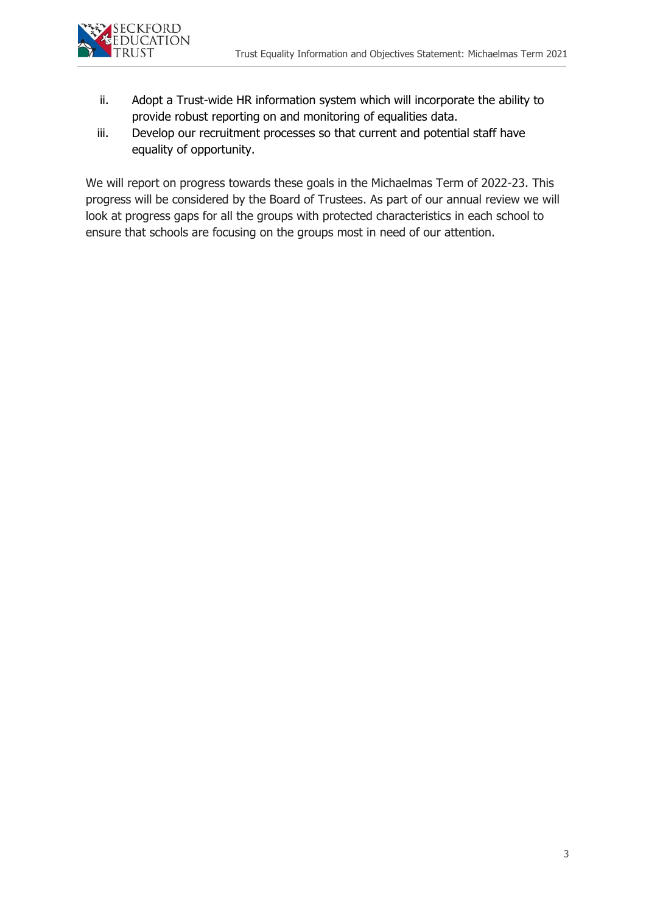ii. Adopt a Trust-wide HR information system which will incorporate the ability to provide robust reporting on and monitoring of equalities data.
iii. Develop our recruitment processes so that current and potential staff have equality of opportunity.

We will report on progress towards these goals in the Michaelmas Term of 2022-23. This progress will be considered by the Board of Trustees. As part of our annual review we will look at progress gaps for all the groups with protected characteristics in each school to ensure that schools are focusing on the groups most in need of our attention.